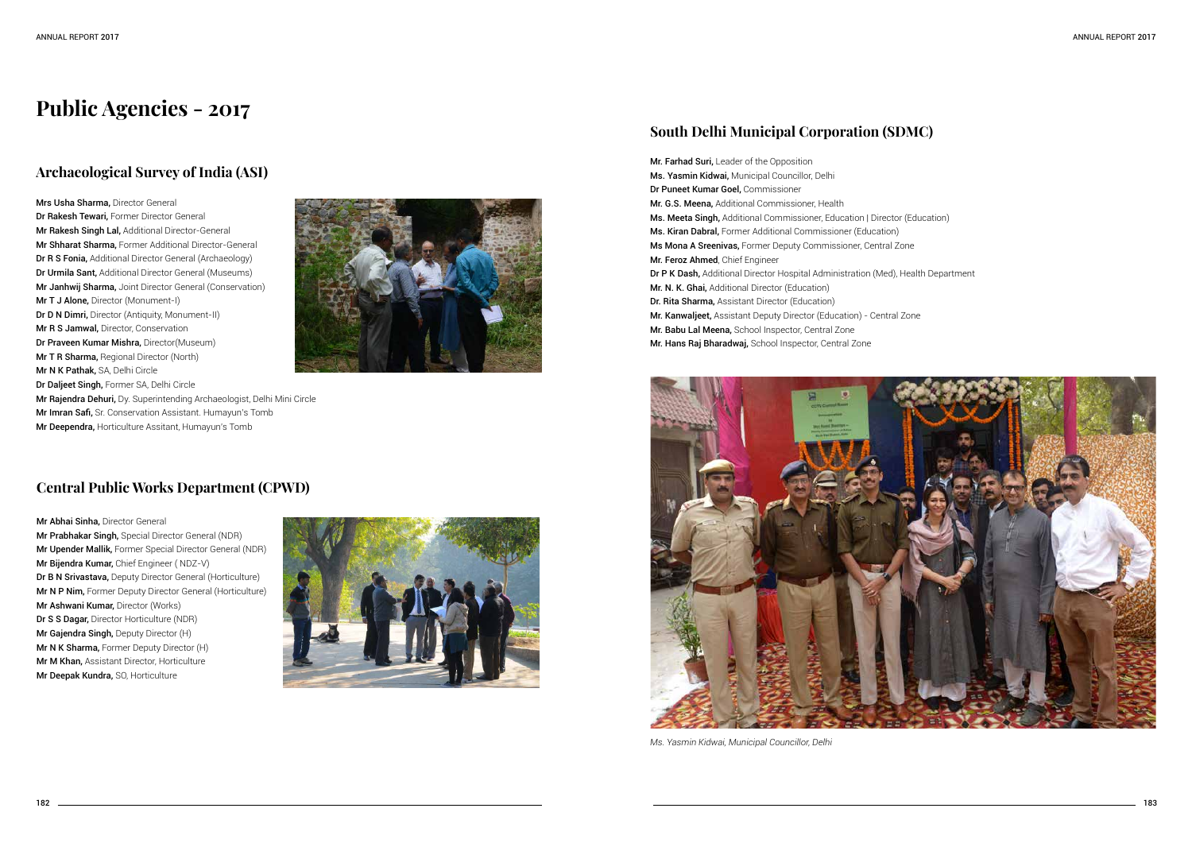# Public Agencies - 2017

## Archaeological Survey of India (ASI)

**Mrs Usha Sharma,** Director General
**Dr Rakesh Tewari,** Former Director General
**Mr Rakesh Singh Lal,** Additional Director-General
**Mr Shharat Sharma,** Former Additional Director-General
**Dr R S Fonia,** Additional Director General (Archaeology)
**Dr Urmila Sant,** Additional Director General (Museums)
**Mr Janhwij Sharma,** Joint Director General (Conservation)
**Mr T J Alone,** Director (Monument-I)
**Dr D N Dimri,** Director (Antiquity, Monument-II)
**Mr R S Jamwal,** Director, Conservation
**Dr Praveen Kumar Mishra,** Director(Museum)
**Mr T R Sharma,** Regional Director (North)
**Mr N K Pathak,** SA, Delhi Circle
**Dr Daljeet Singh,** Former SA, Delhi Circle
**Mr Rajendra Dehuri,** Dy. Superintending Archaeologist, Delhi Mini Circle
**Mr Imran Safi,** Sr. Conservation Assistant. Humayun's Tomb
**Mr Deependra,** Horticulture Assitant, Humayun's Tomb

## Central Public Works Department (CPWD)

**Mr Abhai Sinha,** Director General
**Mr Prabhakar Singh,** Special Director General (NDR)
**Mr Upender Mallik,** Former Special Director General (NDR)
**Mr Bijendra Kumar,** Chief Engineer ( NDZ-V)
**Dr B N Srivastava,** Deputy Director General (Horticulture)
**Mr N P Nim,** Former Deputy Director General (Horticulture)
**Mr Ashwani Kumar,** Director (Works)
**Dr S S Dagar,** Director Horticulture (NDR)
**Mr Gajendra Singh,** Deputy Director (H)
**Mr N K Sharma,** Former Deputy Director (H)
**Mr M Khan,** Assistant Director, Horticulture
**Mr Deepak Kundra,** SO, Horticulture

## South Delhi Municipal Corporation (SDMC)

**Mr. Farhad Suri,** Leader of the Opposition
**Ms. Yasmin Kidwai,** Municipal Councillor, Delhi
**Dr Puneet Kumar Goel,** Commissioner
**Mr. G.S. Meena,** Additional Commissioner, Health
**Ms. Meeta Singh,** Additional Commissioner, Education | Director (Education)
**Ms. Kiran Dabral,** Former Additional Commissioner (Education)
**Ms Mona A Sreenivas,** Former Deputy Commissioner, Central Zone
**Mr. Feroz Ahmed**, Chief Engineer
**Dr P K Dash,** Additional Director Hospital Administration (Med), Health Department
**Mr. N. K. Ghai,** Additional Director (Education)
**Dr. Rita Sharma,** Assistant Director (Education)
**Mr. Kanwaljeet,** Assistant Deputy Director (Education) - Central Zone
**Mr. Babu Lal Meena,** School Inspector, Central Zone
**Mr. Hans Raj Bharadwaj,** School Inspector, Central Zone

*Ms. Yasmin Kidwai, Municipal Councillor, Delhi*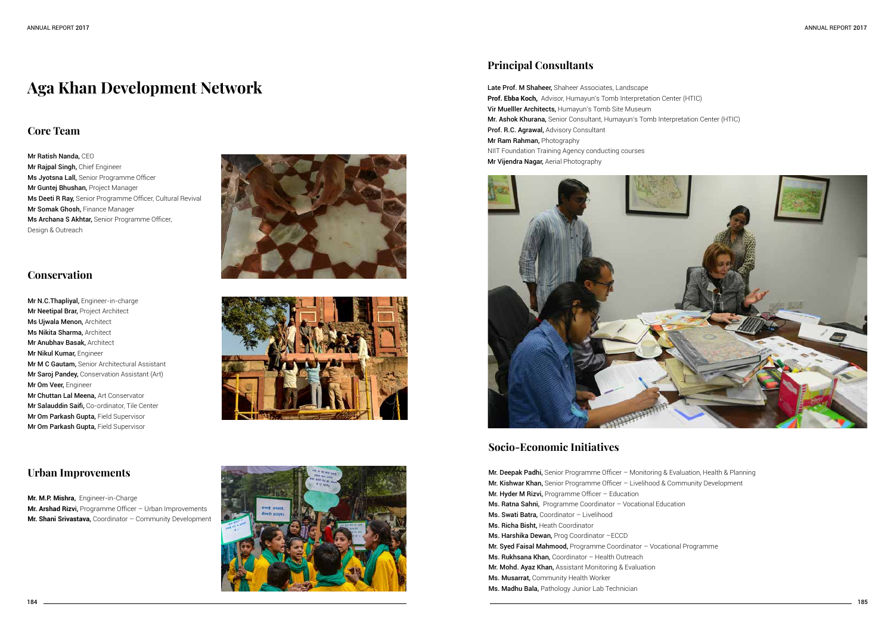# Aga Khan Development Network

## Core Team

**Mr Ratish Nanda,** CEO
**Mr Rajpal Singh,** Chief Engineer
**Ms Jyotsna Lall,** Senior Programme Officer
**Mr Guntej Bhushan,** Project Manager
**Ms Deeti R Ray,** Senior Programme Officer, Cultural Revival
**Mr Somak Ghosh,** Finance Manager
**Ms Archana S Akhtar,** Senior Programme Officer, Design & Outreach

## Conservation

**Mr N.C.Thapliyal,** Engineer-in-charge
**Mr Neetipal Brar,** Project Architect
**Ms Ujwala Menon,** Architect
**Ms Nikita Sharma,** Architect
**Mr Anubhav Basak,** Architect
**Mr Nikul Kumar,** Engineer
**Mr M C Gautam,** Senior Architectural Assistant
**Mr Saroj Pandey,** Conservation Assistant (Art)
**Mr Om Veer,** Engineer
**Mr Chuttan Lal Meena,** Art Conservator
**Mr Salauddin Saifi,** Co-ordinator, Tile Center
**Mr Om Parkash Gupta,** Field Supervisor
**Mr Om Parkash Gupta,** Field Supervisor

## Urban Improvements

**Mr. M.P. Mishra,** Engineer-in-Charge
**Mr. Arshad Rizvi,** Programme Officer – Urban Improvements
**Mr. Shani Srivastava,** Coordinator – Community Development

## Principal Consultants

**Late Prof. M Shaheer,** Shaheer Associates, Landscape
**Prof. Ebba Koch,** Advisor, Humayun's Tomb Interpretation Center (HTIC)
**Vir Muellier Architects,** Humayun's Tomb Site Museum
**Mr. Ashok Khurana,** Senior Consultant, Humayun's Tomb Interpretation Center (HTIC)
**Prof. R.C. Agrawal,** Advisory Consultant
**Mr Ram Rahman,** Photography
NIIT Foundation Training Agency conducting courses
**Mr Vijendra Nagar,** Aerial Photography

## Socio-Economic Initiatives

**Mr. Deepak Padhi,** Senior Programme Officer – Monitoring & Evaluation, Health & Planning
**Mr. Kishwar Khan,** Senior Programme Officer – Livelihood & Community Development
**Mr. Hyder M Rizvi,** Programme Officer – Education
**Ms. Ratna Sahni,** Programme Coordinator – Vocational Education
**Ms. Swati Batra,** Coordinator – Livelihood
**Ms. Richa Bisht,** Heath Coordinator
**Ms. Harshika Dewan,** Prog Coordinator –ECCD
**Mr. Syed Faisal Mahmood,** Programme Coordinator – Vocational Programme
**Ms. Rukhsana Khan,** Coordinator – Health Outreach
**Mr. Mohd. Ayaz Khan,** Assistant Monitoring & Evaluation
**Ms. Musarrat,** Community Health Worker
**Ms. Madhu Bala,** Pathology Junior Lab Technician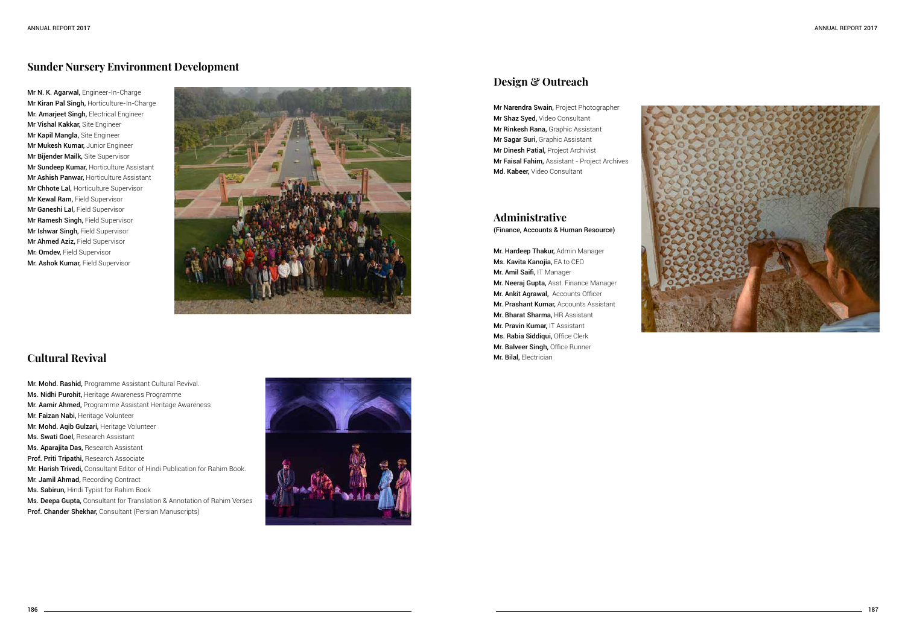## Sunder Nursery Environment Development

**Mr N. K. Agarwal,** Engineer-In-Charge
**Mr Kiran Pal Singh,** Horticulture-In-Charge
**Mr. Amarjeet Singh,** Electrical Engineer
**Mr Vishal Kakkar,** Site Engineer
**Mr Kapil Mangla,** Site Engineer
**Mr Mukesh Kumar,** Junior Engineer
**Mr Bijender Mailk,** Site Supervisor
**Mr Sundeep Kumar,** Horticulture Assistant
**Mr Ashish Panwar,** Horticulture Assistant
**Mr Chhote Lal,** Horticulture Supervisor
**Mr Kewal Ram,** Field Supervisor
**Mr Ganeshi Lal,** Field Supervisor
**Mr Ramesh Singh,** Field Supervisor
**Mr Ishwar Singh,** Field Supervisor
**Mr Ahmed Aziz,** Field Supervisor
**Mr. Omdev,** Field Supervisor
**Mr. Ashok Kumar,** Field Supervisor

## Cultural Revival

**Mr. Mohd. Rashid,** Programme Assistant Cultural Revival.
**Ms. Nidhi Purohit,** Heritage Awareness Programme
**Mr. Aamir Ahmed,** Programme Assistant Heritage Awareness
**Mr. Faizan Nabi,** Heritage Volunteer
**Mr. Mohd. Aqib Gulzari,** Heritage Volunteer
**Ms. Swati Goel,** Research Assistant
**Ms. Aparajita Das,** Research Assistant
**Prof. Priti Tripathi,** Research Associate
**Mr. Harish Trivedi,** Consultant Editor of Hindi Publication for Rahim Book.
**Mr. Jamil Ahmad,** Recording Contract
**Ms. Sabirun,** Hindi Typist for Rahim Book
**Ms. Deepa Gupta,** Consultant for Translation & Annotation of Rahim Verses
**Prof. Chander Shekhar,** Consultant (Persian Manuscripts)

## Design & Outreach

**Mr Narendra Swain,** Project Photographer
**Mr Shaz Syed,** Video Consultant
**Mr Rinkesh Rana,** Graphic Assistant
**Mr Sagar Suri,** Graphic Assistant
**Mr Dinesh Patial,** Project Archivist
**Mr Faisal Fahim,** Assistant - Project Archives
**Md. Kabeer,** Video Consultant

## Administrative

(Finance, Accounts & Human Resource)

**Mr. Hardeep Thakur,** Admin Manager
**Ms. Kavita Kanojia,** EA to CEO
**Mr. Amil Saifi,** IT Manager
**Mr. Neeraj Gupta,** Asst. Finance Manager
**Mr. Ankit Agrawal,** Accounts Officer
**Mr. Prashant Kumar,** Accounts Assistant
**Mr. Bharat Sharma,** HR Assistant
**Mr. Pravin Kumar,** IT Assistant
**Ms. Rabia Siddiqui,** Office Clerk
**Mr. Balveer Singh,** Office Runner
**Mr. Bilal,** Electrician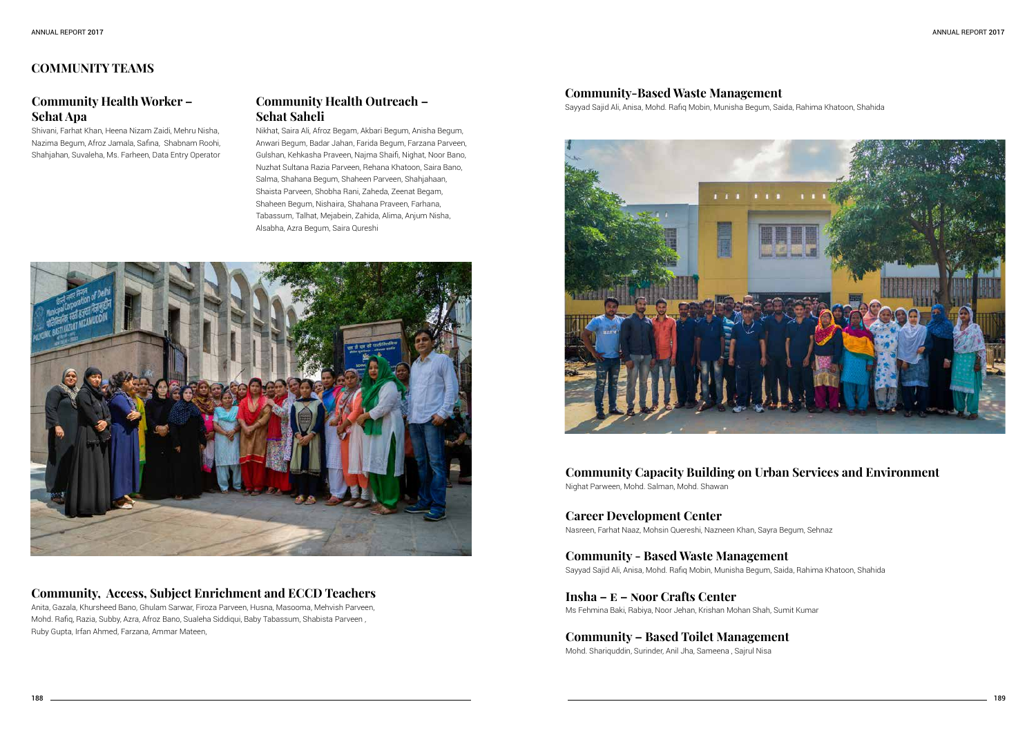## COMMUNITY TEAMS

### Community Health Worker – Sehat Apa

Shivani, Farhat Khan, Heena Nizam Zaidi, Mehru Nisha, Nazima Begum, Afroz Jamala, Safina, Shabnam Roohi, Shahjahan, Suvaleha, Ms. Farheen, Data Entry Operator

### Community Health Outreach – Sehat Saheli

Nikhat, Saira Ali, Afroz Begam, Akbari Begum, Anisha Begum, Anwari Begum, Badar Jahan, Farida Begum, Farzana Parveen, Gulshan, Kehkasha Praveen, Najma Shaifi, Nighat, Noor Bano, Nuzhat Sultana Razia Parveen, Rehana Khatoon, Saira Bano, Salma, Shahana Begum, Shaheen Parveen, Shahjahaan, Shaista Parveen, Shobha Rani, Zaheda, Zeenat Begam, Shaheen Begum, Nishaira, Shahana Praveen, Farhana, Tabassum, Talhat, Mejabein, Zahida, Alima, Anjum Nisha, Alsabha, Azra Begum, Saira Qureshi

### Community, Access, Subject Enrichment and ECCD Teachers

Anita, Gazala, Khursheed Bano, Ghulam Sarwar, Firoza Parveen, Husna, Masooma, Mehvish Parveen, Mohd. Rafiq, Razia, Subby, Azra, Afroz Bano, Sualeha Siddiqui, Baby Tabassum, Shabista Parveen , Ruby Gupta, Irfan Ahmed, Farzana, Ammar Mateen,

### Community-Based Waste Management

Sayyad Sajid Ali, Anisa, Mohd. Rafiq Mobin, Munisha Begum, Saida, Rahima Khatoon, Shahida

### Community Capacity Building on Urban Services and Environment

Nighat Parween, Mohd. Salman, Mohd. Shawan

### Career Development Center

Nasreen, Farhat Naaz, Mohsin Quereshi, Nazneen Khan, Sayra Begum, Sehnaz

### Community - Based Waste Management

Sayyad Sajid Ali, Anisa, Mohd. Rafiq Mobin, Munisha Begum, Saida, Rahima Khatoon, Shahida

### Insha – E – Noor Crafts Center

Ms Fehmina Baki, Rabiya, Noor Jehan, Krishan Mohan Shah, Sumit Kumar

### Community – Based Toilet Management

Mohd. Shariquddin, Surinder, Anil Jha, Sameena , Sajrul Nisa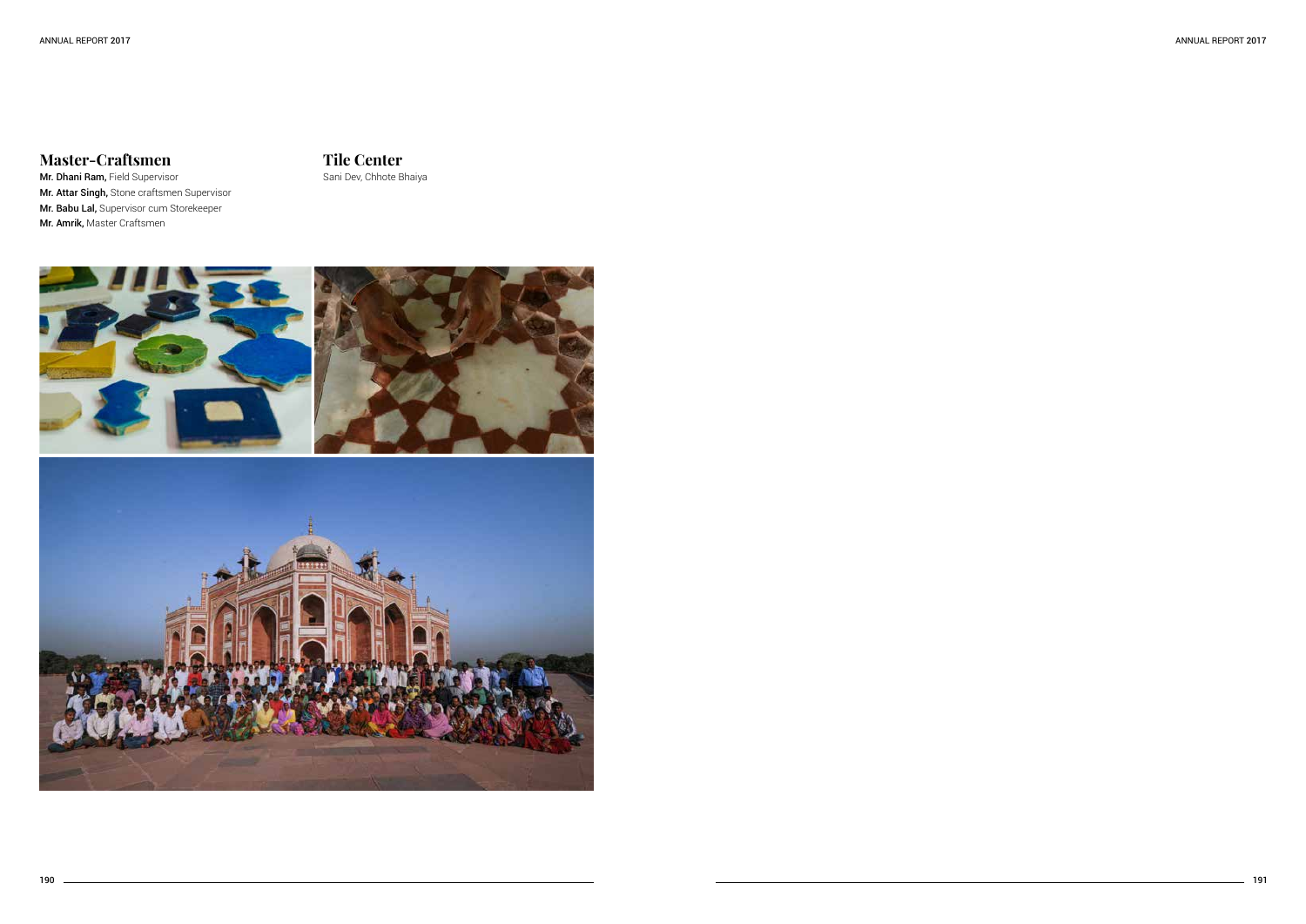## Master-Craftsmen

**Mr. Dhani Ram,** Field Supervisor
**Mr. Attar Singh,** Stone craftsmen Supervisor
**Mr. Babu Lal,** Supervisor cum Storekeeper
**Mr. Amrik,** Master Craftsmen

## Tile Center

Sani Dev, Chhote Bhaiya